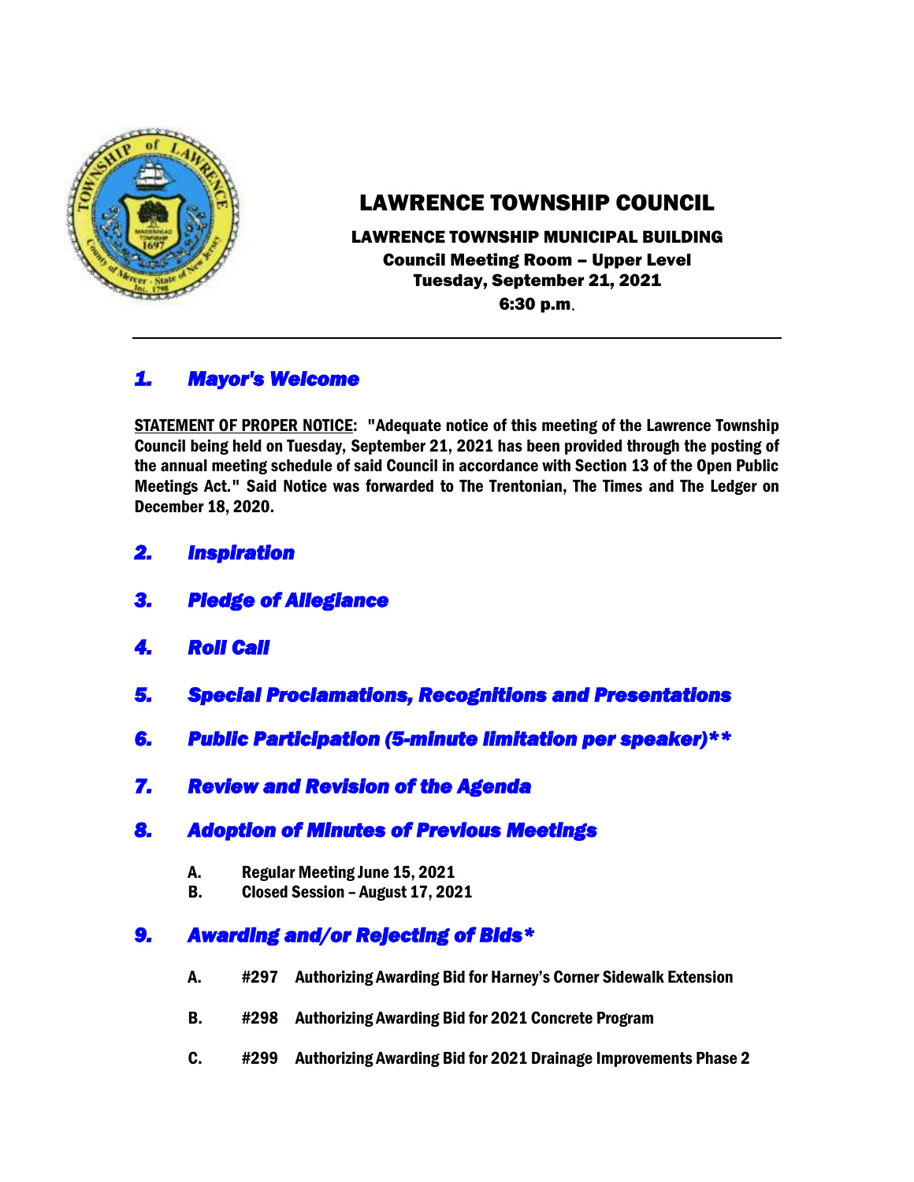# LAWRENCE TOWNSHIP COUNCIL

**LAWRENCE TOWNSHIP MUNICIPAL BUILDING**
**Council Meeting Room – Upper Level**
**Tuesday, September 21, 2021**
**6:30 p.m.**

---

## *1. Mayor's Welcome*

**STATEMENT OF PROPER NOTICE: "Adequate notice of this meeting of the Lawrence Township Council being held on Tuesday, September 21, 2021 has been provided through the posting of the annual meeting schedule of said Council in accordance with Section 13 of the Open Public Meetings Act." Said Notice was forwarded to The Trentonian, The Times and The Ledger on December 18, 2020.**

## *2. Inspiration*

## *3. Pledge of Allegiance*

## *4. Roll Call*

## *5. Special Proclamations, Recognitions and Presentations*

## *6. Public Participation (5-minute limitation per speaker)***

## *7. Review and Revision of the Agenda*

## *8. Adoption of Minutes of Previous Meetings*

- **A. Regular Meeting June 15, 2021**
- **B. Closed Session – August 17, 2021**

## *9. Awarding and/or Rejecting of Bids**

- **A. #297 Authorizing Awarding Bid for Harney's Corner Sidewalk Extension**
- **B. #298 Authorizing Awarding Bid for 2021 Concrete Program**
- **C. #299 Authorizing Awarding Bid for 2021 Drainage Improvements Phase 2**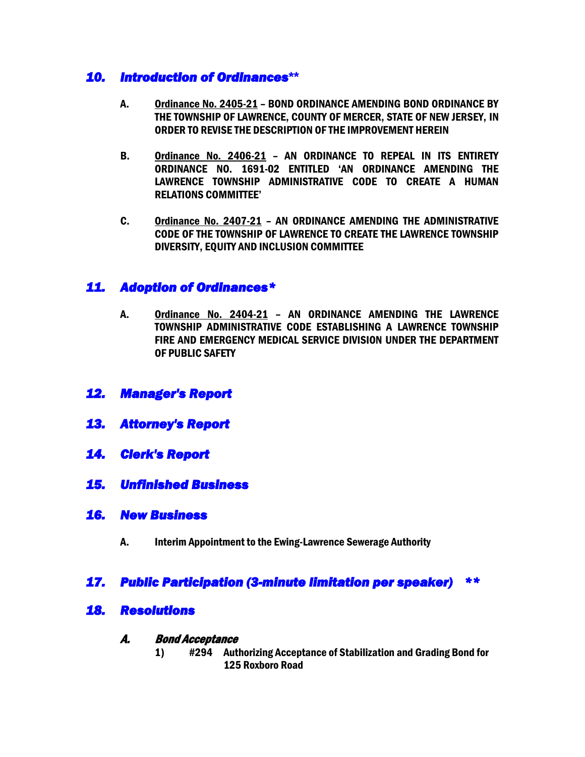## *10. Introduction of Ordinances*\*\*

A. **Ordinance No. 2405-21 – BOND ORDINANCE AMENDING BOND ORDINANCE BY THE TOWNSHIP OF LAWRENCE, COUNTY OF MERCER, STATE OF NEW JERSEY, IN ORDER TO REVISE THE DESCRIPTION OF THE IMPROVEMENT HEREIN**

B. **Ordinance No. 2406-21 – AN ORDINANCE TO REPEAL IN ITS ENTIRETY ORDINANCE NO. 1691-02 ENTITLED 'AN ORDINANCE AMENDING THE LAWRENCE TOWNSHIP ADMINISTRATIVE CODE TO CREATE A HUMAN RELATIONS COMMITTEE'**

C. **Ordinance No. 2407-21 – AN ORDINANCE AMENDING THE ADMINISTRATIVE CODE OF THE TOWNSHIP OF LAWRENCE TO CREATE THE LAWRENCE TOWNSHIP DIVERSITY, EQUITY AND INCLUSION COMMITTEE**

## *11. Adoption of Ordinances\**

A. **Ordinance No. 2404-21 – AN ORDINANCE AMENDING THE LAWRENCE TOWNSHIP ADMINISTRATIVE CODE ESTABLISHING A LAWRENCE TOWNSHIP FIRE AND EMERGENCY MEDICAL SERVICE DIVISION UNDER THE DEPARTMENT OF PUBLIC SAFETY**

## *12. Manager's Report*

## *13. Attorney's Report*

## *14. Clerk's Report*

## *15. Unfinished Business*

## *16. New Business*

A. **Interim Appointment to the Ewing-Lawrence Sewerage Authority**

## *17. Public Participation (3-minute limitation per speaker) \*\**

## *18. Resolutions*

### *A. Bond Acceptance*

1) **#294 Authorizing Acceptance of Stabilization and Grading Bond for 125 Roxboro Road**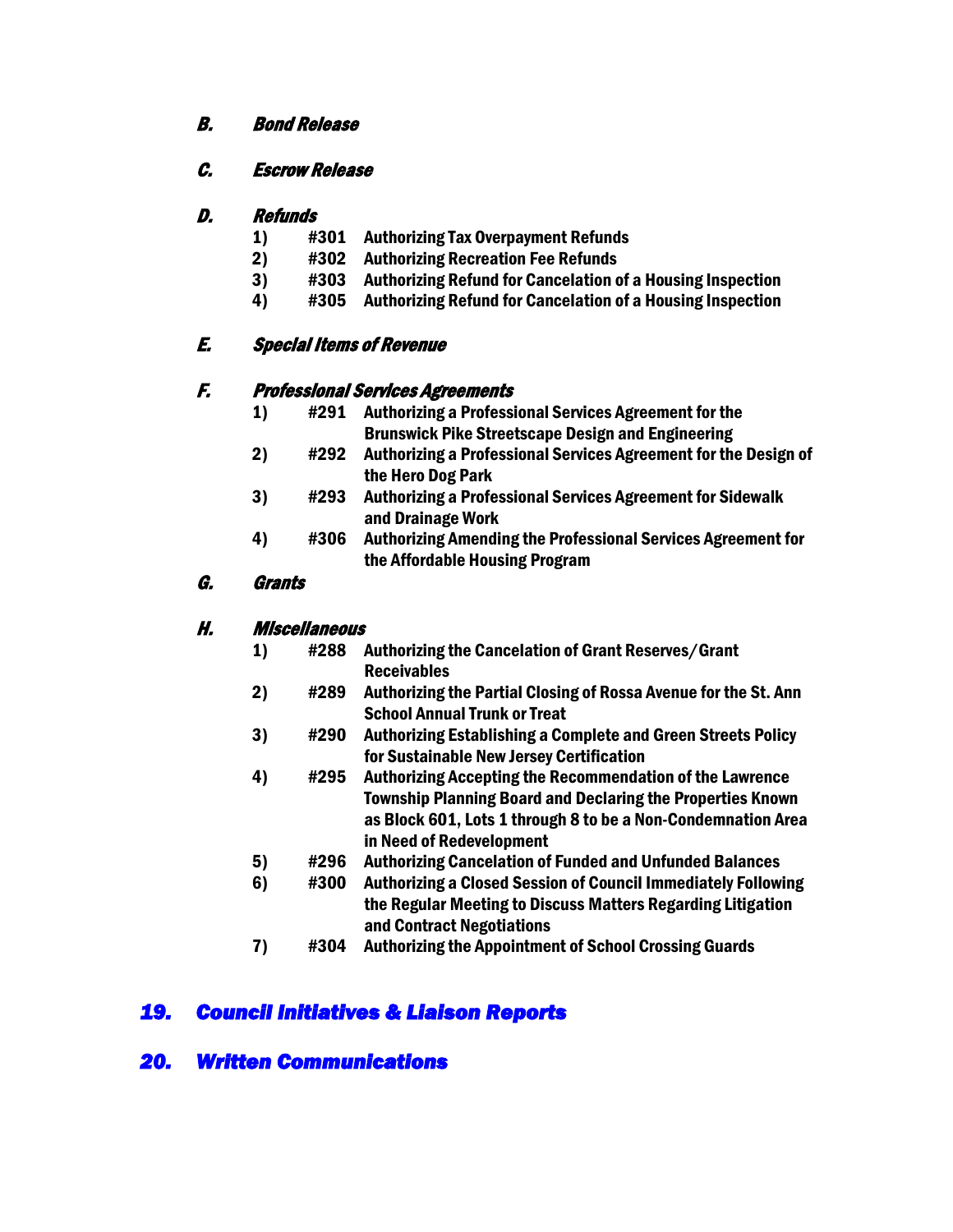### *B. Bond Release*

### *C. Escrow Release*

### *D. Refunds*

1) **#301 Authorizing Tax Overpayment Refunds**
2) **#302 Authorizing Recreation Fee Refunds**
3) **#303 Authorizing Refund for Cancelation of a Housing Inspection**
4) **#305 Authorizing Refund for Cancelation of a Housing Inspection**

### *E. Special Items of Revenue*

### *F. Professional Services Agreements*

1) **#291 Authorizing a Professional Services Agreement for the Brunswick Pike Streetscape Design and Engineering**
2) **#292 Authorizing a Professional Services Agreement for the Design of the Hero Dog Park**
3) **#293 Authorizing a Professional Services Agreement for Sidewalk and Drainage Work**
4) **#306 Authorizing Amending the Professional Services Agreement for the Affordable Housing Program**

### *G. Grants*

### *H. Miscellaneous*

1) **#288 Authorizing the Cancelation of Grant Reserves/Grant Receivables**
2) **#289 Authorizing the Partial Closing of Rossa Avenue for the St. Ann School Annual Trunk or Treat**
3) **#290 Authorizing Establishing a Complete and Green Streets Policy for Sustainable New Jersey Certification**
4) **#295 Authorizing Accepting the Recommendation of the Lawrence Township Planning Board and Declaring the Properties Known as Block 601, Lots 1 through 8 to be a Non-Condemnation Area in Need of Redevelopment**
5) **#296 Authorizing Cancelation of Funded and Unfunded Balances**
6) **#300 Authorizing a Closed Session of Council Immediately Following the Regular Meeting to Discuss Matters Regarding Litigation and Contract Negotiations**
7) **#304 Authorizing the Appointment of School Crossing Guards**

## *19. Council Initiatives & Liaison Reports*

## *20. Written Communications*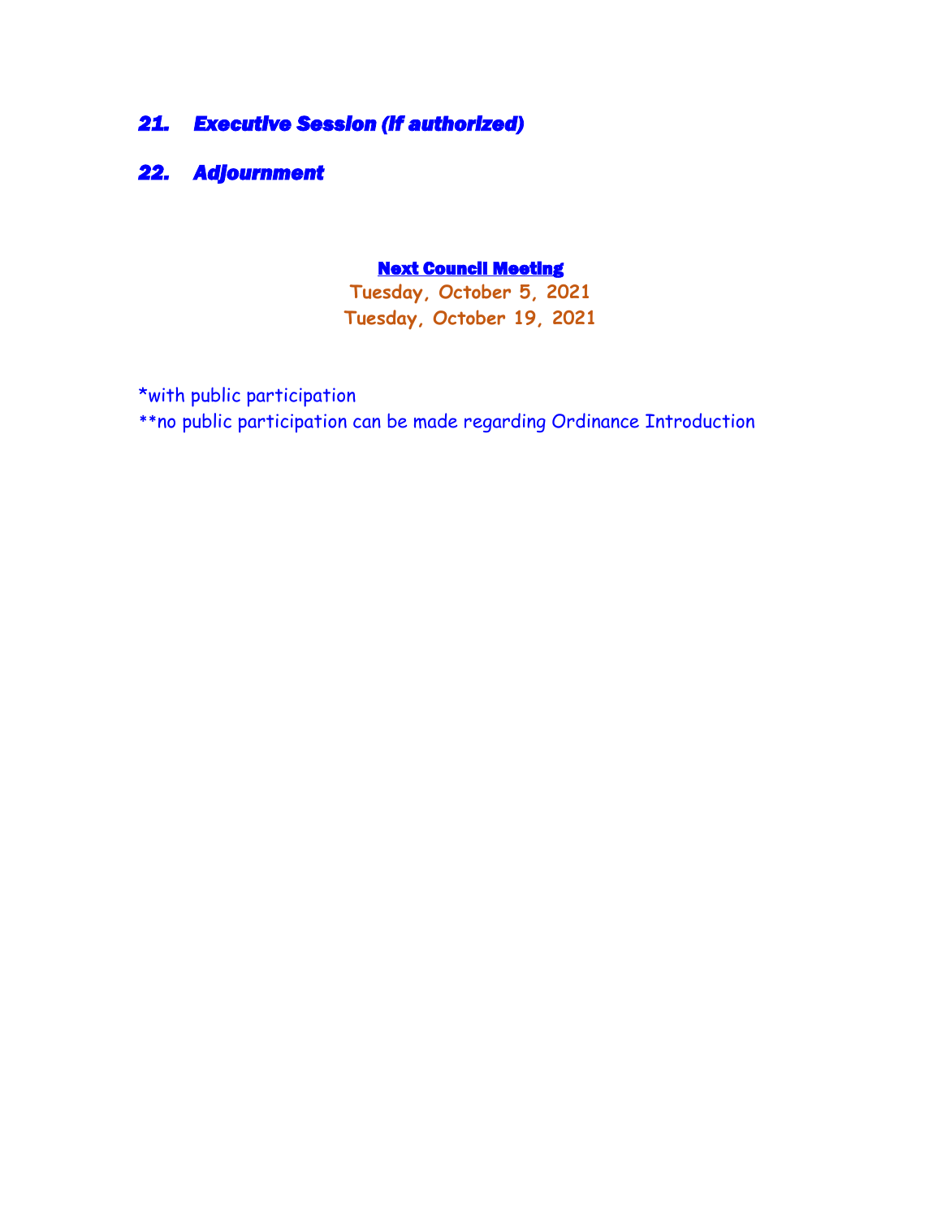## *21. Executive Session (if authorized)*

## *22. Adjournment*

**Next Council Meeting**

**Tuesday, October 5, 2021**

**Tuesday, October 19, 2021**

*with public participation

**no public participation can be made regarding Ordinance Introduction